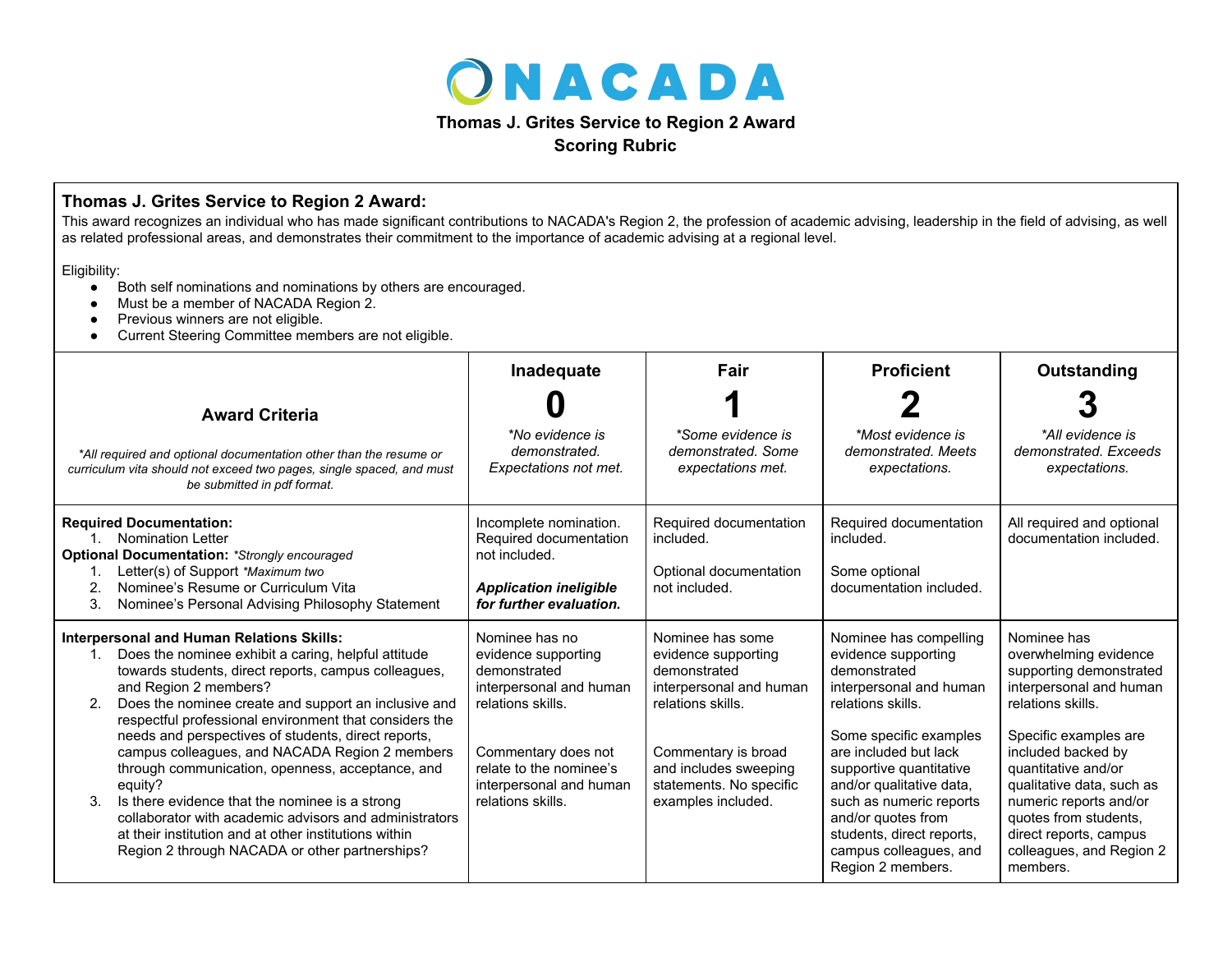# NACADA

## Thomas J. Grites Service to Region 2 Award
## Scoring Rubric

### Thomas J. Grites Service to Region 2 Award:

This award recognizes an individual who has made significant contributions to NACADA's Region 2, the profession of academic advising, leadership in the field of advising, as well as related professional areas, and demonstrates their commitment to the importance of academic advising at a regional level.

Eligibility:

- Both self nominations and nominations by others are encouraged.
- Must be a member of NACADA Region 2.
- Previous winners are not eligible.
- Current Steering Committee members are not eligible.

| **Award Criteria**<br><br>*\*All required and optional documentation other than the resume or curriculum vita should not exceed two pages, single spaced, and must be submitted in pdf format.* | **Inadequate**<br>**0**<br>*\*No evidence is demonstrated. Expectations not met.* | **Fair**<br>**1**<br>*\*Some evidence is demonstrated. Some expectations met.* | **Proficient**<br>**2**<br>*\*Most evidence is demonstrated. Meets expectations.* | **Outstanding**<br>**3**<br>*\*All evidence is demonstrated. Exceeds expectations.* |
|---|---|---|---|---|
| **Required Documentation:**<br>1. Nomination Letter<br>**Optional Documentation:** *\*Strongly encouraged*<br>1. Letter(s) of Support *\*Maximum two*<br>2. Nominee's Resume or Curriculum Vita<br>3. Nominee's Personal Advising Philosophy Statement | Incomplete nomination. Required documentation not included.<br><br>***Application ineligible for further evaluation.*** | Required documentation included.<br><br>Optional documentation not included. | Required documentation included.<br><br>Some optional documentation included. | All required and optional documentation included. |
| **Interpersonal and Human Relations Skills:**<br>1. Does the nominee exhibit a caring, helpful attitude towards students, direct reports, campus colleagues, and Region 2 members?<br>2. Does the nominee create and support an inclusive and respectful professional environment that considers the needs and perspectives of students, direct reports, campus colleagues, and NACADA Region 2 members through communication, openness, acceptance, and equity?<br>3. Is there evidence that the nominee is a strong collaborator with academic advisors and administrators at their institution and at other institutions within Region 2 through NACADA or other partnerships? | Nominee has no evidence supporting demonstrated interpersonal and human relations skills.<br><br>Commentary does not relate to the nominee's interpersonal and human relations skills. | Nominee has some evidence supporting demonstrated interpersonal and human relations skills.<br><br>Commentary is broad and includes sweeping statements. No specific examples included. | Nominee has compelling evidence supporting demonstrated interpersonal and human relations skills.<br><br>Some specific examples are included but lack supportive quantitative and/or qualitative data, such as numeric reports and/or quotes from students, direct reports, campus colleagues, and Region 2 members. | Nominee has overwhelming evidence supporting demonstrated interpersonal and human relations skills.<br><br>Specific examples are included backed by quantitative and/or qualitative data, such as numeric reports and/or quotes from students, direct reports, campus colleagues, and Region 2 members. |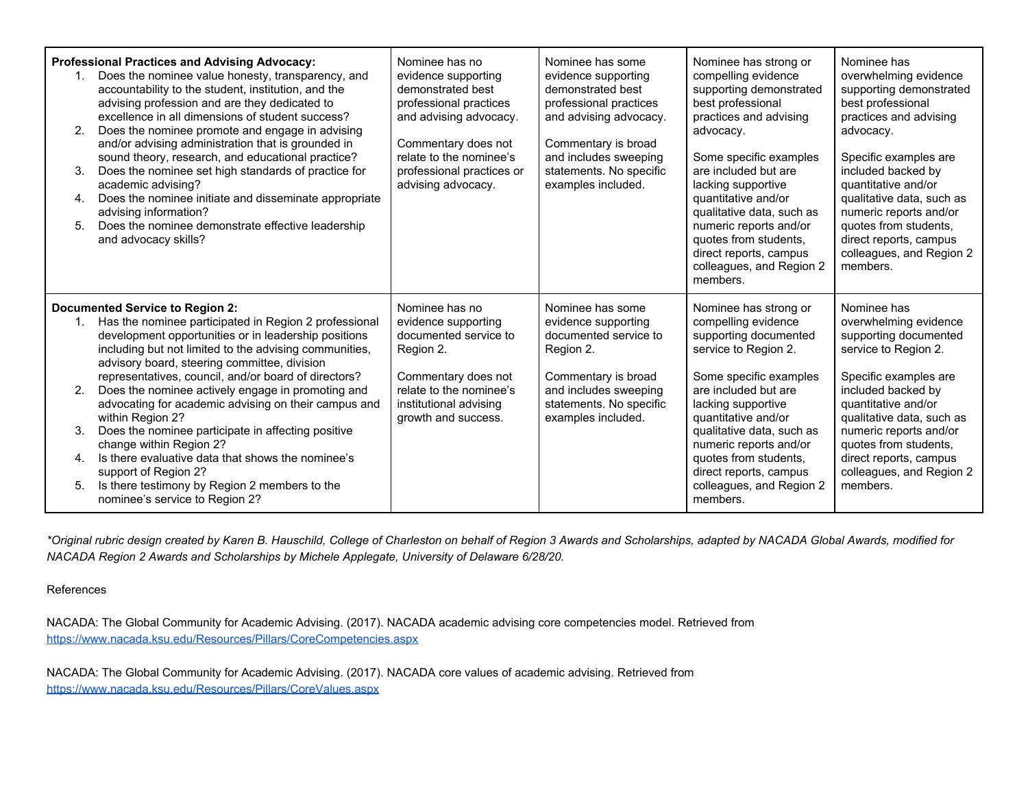| | | | | |
|---|---|---|---|---|
| **Professional Practices and Advising Advocacy:**<br>1. Does the nominee value honesty, transparency, and accountability to the student, institution, and the advising profession and are they dedicated to excellence in all dimensions of student success?<br>2. Does the nominee promote and engage in advising and/or advising administration that is grounded in sound theory, research, and educational practice?<br>3. Does the nominee set high standards of practice for academic advising?<br>4. Does the nominee initiate and disseminate appropriate advising information?<br>5. Does the nominee demonstrate effective leadership and advocacy skills? | Nominee has no evidence supporting demonstrated best professional practices and advising advocacy.<br><br>Commentary does not relate to the nominee's professional practices or advising advocacy. | Nominee has some evidence supporting demonstrated best professional practices and advising advocacy.<br><br>Commentary is broad and includes sweeping statements. No specific examples included. | Nominee has strong or compelling evidence supporting demonstrated best professional practices and advising advocacy.<br><br>Some specific examples are included but are lacking supportive quantitative and/or qualitative data, such as numeric reports and/or quotes from students, direct reports, campus colleagues, and Region 2 members. | Nominee has overwhelming evidence supporting demonstrated best professional practices and advising advocacy.<br><br>Specific examples are included backed by quantitative and/or qualitative data, such as numeric reports and/or quotes from students, direct reports, campus colleagues, and Region 2 members. |
| **Documented Service to Region 2:**<br>1. Has the nominee participated in Region 2 professional development opportunities or in leadership positions including but not limited to the advising communities, advisory board, steering committee, division representatives, council, and/or board of directors?<br>2. Does the nominee actively engage in promoting and advocating for academic advising on their campus and within Region 2?<br>3. Does the nominee participate in affecting positive change within Region 2?<br>4. Is there evaluative data that shows the nominee's support of Region 2?<br>5. Is there testimony by Region 2 members to the nominee's service to Region 2? | Nominee has no evidence supporting documented service to Region 2.<br><br>Commentary does not relate to the nominee's institutional advising growth and success. | Nominee has some evidence supporting documented service to Region 2.<br><br>Commentary is broad and includes sweeping statements. No specific examples included. | Nominee has strong or compelling evidence supporting documented service to Region 2.<br><br>Some specific examples are included but are lacking supportive quantitative and/or qualitative data, such as numeric reports and/or quotes from students, direct reports, campus colleagues, and Region 2 members. | Nominee has overwhelming evidence supporting documented service to Region 2.<br><br>Specific examples are included backed by quantitative and/or qualitative data, such as numeric reports and/or quotes from students, direct reports, campus colleagues, and Region 2 members. |

*\*Original rubric design created by Karen B. Hauschild, College of Charleston on behalf of Region 3 Awards and Scholarships, adapted by NACADA Global Awards, modified for NACADA Region 2 Awards and Scholarships by Michele Applegate, University of Delaware 6/28/20.*

References

NACADA: The Global Community for Academic Advising. (2017). NACADA academic advising core competencies model. Retrieved from https://www.nacada.ksu.edu/Resources/Pillars/CoreCompetencies.aspx

NACADA: The Global Community for Academic Advising. (2017). NACADA core values of academic advising. Retrieved from https://www.nacada.ksu.edu/Resources/Pillars/CoreValues.aspx